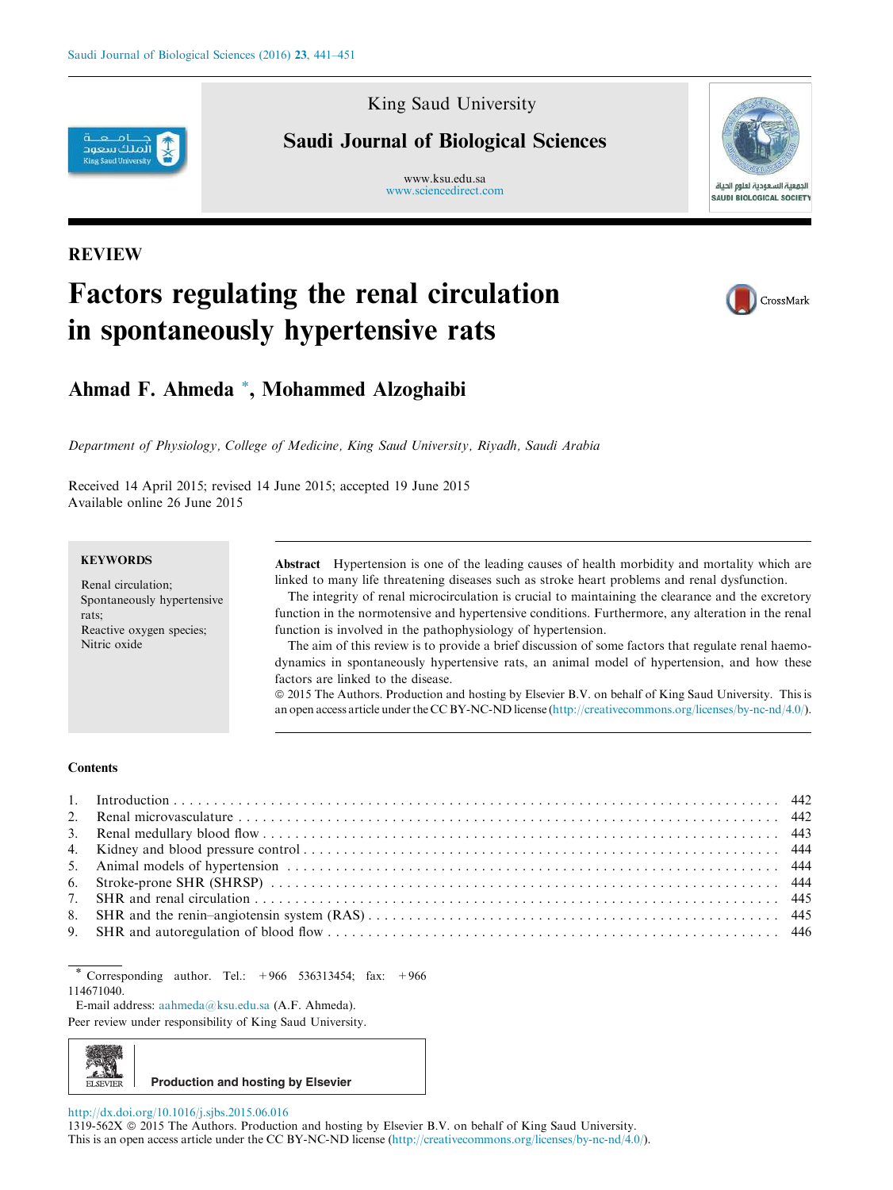King Saud University

**Saudi Journal of Biological Sciences**

www.ksu.edu.sa
www.sciencedirect.com

## REVIEW

# Factors regulating the renal circulation in spontaneously hypertensive rats

**Ahmad F. Ahmeda \*, Mohammed Alzoghaibi**

*Department of Physiology, College of Medicine, King Saud University, Riyadh, Saudi Arabia*

Received 14 April 2015; revised 14 June 2015; accepted 19 June 2015
Available online 26 June 2015

**KEYWORDS**

Renal circulation;
Spontaneously hypertensive rats;
Reactive oxygen species;
Nitric oxide

**Abstract** Hypertension is one of the leading causes of health morbidity and mortality which are linked to many life threatening diseases such as stroke heart problems and renal dysfunction.

The integrity of renal microcirculation is crucial to maintaining the clearance and the excretory function in the normotensive and hypertensive conditions. Furthermore, any alteration in the renal function is involved in the pathophysiology of hypertension.

The aim of this review is to provide a brief discussion of some factors that regulate renal haemodynamics in spontaneously hypertensive rats, an animal model of hypertension, and how these factors are linked to the disease.

© 2015 The Authors. Production and hosting by Elsevier B.V. on behalf of King Saud University. This is an open access article under the CC BY-NC-ND license (http://creativecommons.org/licenses/by-nc-nd/4.0/).

**Contents**

1. Introduction . . . 442
2. Renal microvasculature . . . 442
3. Renal medullary blood flow . . . 443
4. Kidney and blood pressure control . . . 444
5. Animal models of hypertension . . . 444
6. Stroke-prone SHR (SHRSP) . . . 444
7. SHR and renal circulation . . . 445
8. SHR and the renin–angiotensin system (RAS) . . . 445
9. SHR and autoregulation of blood flow . . . 446

\* Corresponding author. Tel.: +966 536313454; fax: +966 114671040.
E-mail address: aahmeda@ksu.edu.sa (A.F. Ahmeda).

Peer review under responsibility of King Saud University.

Production and hosting by Elsevier

http://dx.doi.org/10.1016/j.sjbs.2015.06.016
1319-562X © 2015 The Authors. Production and hosting by Elsevier B.V. on behalf of King Saud University.
This is an open access article under the CC BY-NC-ND license (http://creativecommons.org/licenses/by-nc-nd/4.0/).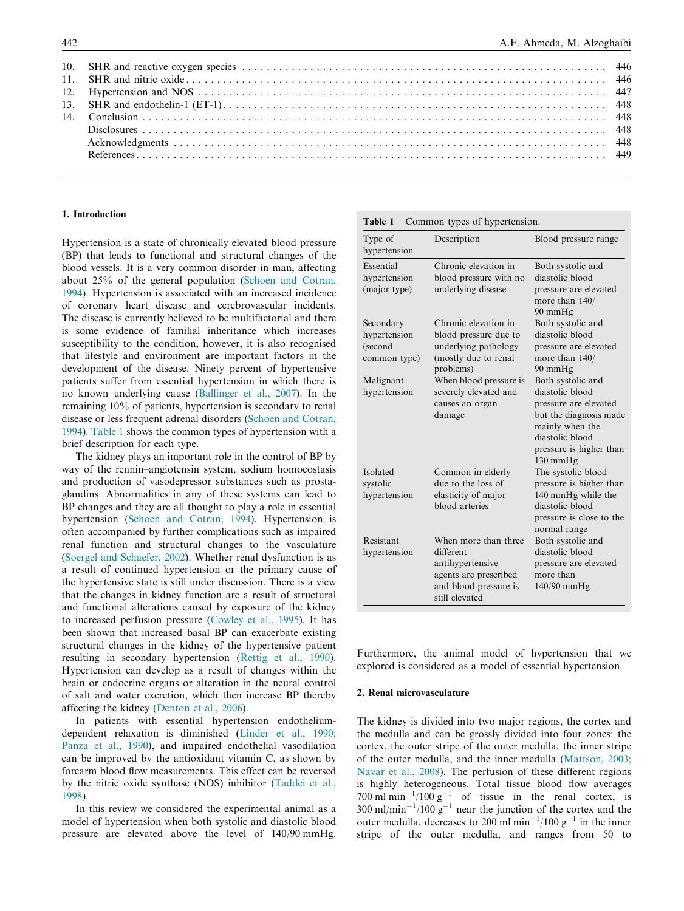| | | |
|---|---|---|
| 10. | SHR and reactive oxygen species | 446 |
| 11. | SHR and nitric oxide | 446 |
| 12. | Hypertension and NOS | 447 |
| 13. | SHR and endothelin-1 (ET-1) | 448 |
| 14. | Conclusion | 448 |
| | Disclosures | 448 |
| | Acknowledgments | 448 |
| | References | 449 |

## 1. Introduction

Hypertension is a state of chronically elevated blood pressure (BP) that leads to functional and structural changes of the blood vessels. It is a very common disorder in man, affecting about 25% of the general population (Schoen and Cotran, 1994). Hypertension is associated with an increased incidence of coronary heart disease and cerebrovascular incidents. The disease is currently believed to be multifactorial and there is some evidence of familial inheritance which increases susceptibility to the condition, however, it is also recognised that lifestyle and environment are important factors in the development of the disease. Ninety percent of hypertensive patients suffer from essential hypertension in which there is no known underlying cause (Ballinger et al., 2007). In the remaining 10% of patients, hypertension is secondary to renal disease or less frequent adrenal disorders (Schoen and Cotran, 1994). Table 1 shows the common types of hypertension with a brief description for each type.

The kidney plays an important role in the control of BP by way of the rennin–angiotensin system, sodium homoeostasis and production of vasodepressor substances such as prostaglandins. Abnormalities in any of these systems can lead to BP changes and they are all thought to play a role in essential hypertension (Schoen and Cotran, 1994). Hypertension is often accompanied by further complications such as impaired renal function and structural changes to the vasculature (Soergel and Schaefer, 2002). Whether renal dysfunction is as a result of continued hypertension or the primary cause of the hypertensive state is still under discussion. There is a view that the changes in kidney function are a result of structural and functional alterations caused by exposure of the kidney to increased perfusion pressure (Cowley et al., 1995). It has been shown that increased basal BP can exacerbate existing structural changes in the kidney of the hypertensive patient resulting in secondary hypertension (Rettig et al., 1990). Hypertension can develop as a result of changes within the brain or endocrine organs or alteration in the neural control of salt and water excretion, which then increase BP thereby affecting the kidney (Denton et al., 2006).

In patients with essential hypertension endothelium-dependent relaxation is diminished (Linder et al., 1990; Panza et al., 1990), and impaired endothelial vasodilation can be improved by the antioxidant vitamin C, as shown by forearm blood flow measurements. This effect can be reversed by the nitric oxide synthase (NOS) inhibitor (Taddei et al., 1998).

In this review we considered the experimental animal as a model of hypertension when both systolic and diastolic blood pressure are elevated above the level of 140/90 mmHg. Furthermore, the animal model of hypertension that we explored is considered as a model of essential hypertension.

**Table 1** Common types of hypertension.

| Type of hypertension | Description | Blood pressure range |
|---|---|---|
| Essential hypertension (major type) | Chronic elevation in blood pressure with no underlying disease | Both systolic and diastolic blood pressure are elevated more than 140/90 mmHg |
| Secondary hypertension (second common type) | Chronic elevation in blood pressure due to underlying pathology (mostly due to renal problems) | Both systolic and diastolic blood pressure are elevated more than 140/90 mmHg |
| Malignant hypertension | When blood pressure is severely elevated and causes an organ damage | Both systolic and diastolic blood pressure are elevated but the diagnosis made mainly when the diastolic blood pressure is higher than 130 mmHg |
| Isolated systolic hypertension | Common in elderly due to the loss of elasticity of major blood arteries | The systolic blood pressure is higher than 140 mmHg while the diastolic blood pressure is close to the normal range |
| Resistant hypertension | When more than three different antihypertensive agents are prescribed and blood pressure is still elevated | Both systolic and diastolic blood pressure are elevated more than 140/90 mmHg |

## 2. Renal microvasculature

The kidney is divided into two major regions, the cortex and the medulla and can be grossly divided into four zones: the cortex, the outer stripe of the outer medulla, the inner stripe of the outer medulla, and the inner medulla (Mattson, 2003; Navar et al., 2008). The perfusion of these different regions is highly heterogeneous. Total tissue blood flow averages 700 ml $min^{-1}$/100 $g^{-1}$ of tissue in the renal cortex, is 300 ml/$min^{-1}$/100 $g^{-1}$ near the junction of the cortex and the outer medulla, decreases to 200 ml $min^{-1}$/100 $g^{-1}$ in the inner stripe of the outer medulla, and ranges from 50 to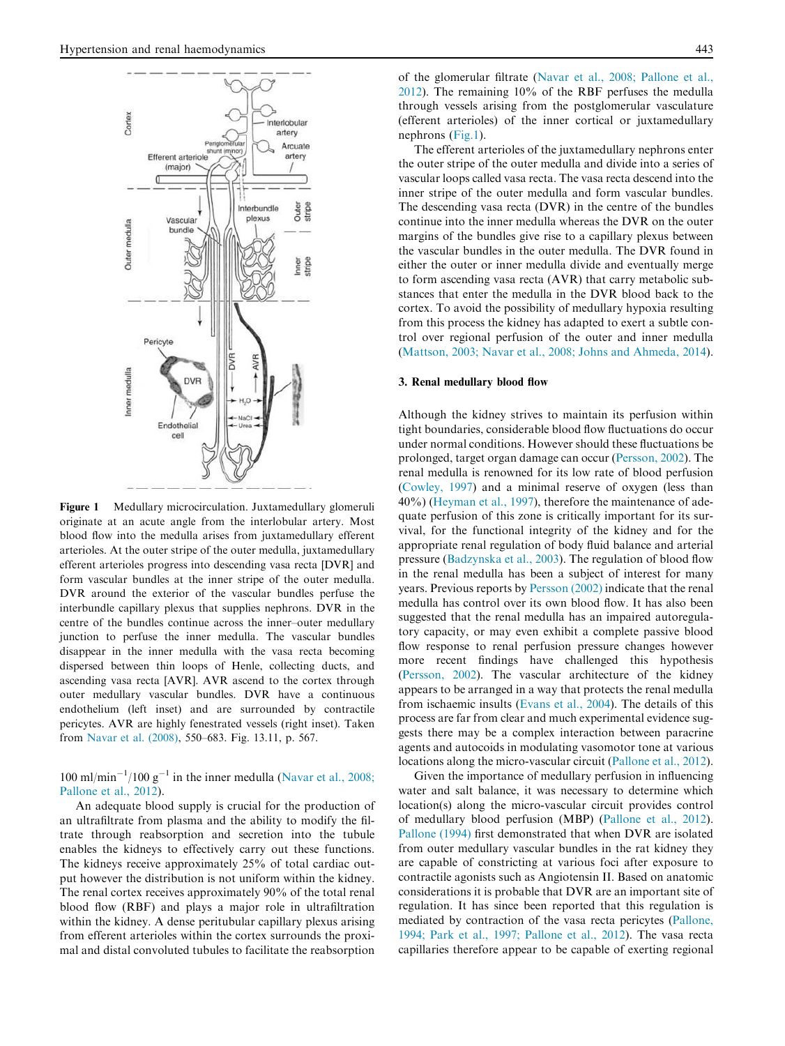Figure 1 Medullary microcirculation. Juxtamedullary glomeruli originate at an acute angle from the interlobular artery. Most blood flow into the medulla arises from juxtamedullary efferent arterioles. At the outer stripe of the outer medulla, juxtamedullary efferent arterioles progress into descending vasa recta [DVR] and form vascular bundles at the inner stripe of the outer medulla. DVR around the exterior of the vascular bundles perfuse the interbundle capillary plexus that supplies nephrons. DVR in the centre of the bundles continue across the inner–outer medullary junction to perfuse the inner medulla. The vascular bundles disappear in the inner medulla with the vasa recta becoming dispersed between thin loops of Henle, collecting ducts, and ascending vasa recta [AVR]. AVR ascend to the cortex through outer medullary vascular bundles. DVR have a continuous endothelium (left inset) and are surrounded by contractile pericytes. AVR are highly fenestrated vessels (right inset). Taken from Navar et al. (2008), 550–683. Fig. 13.11, p. 567.

100 ml/min$^{-1}$/100 g$^{-1}$ in the inner medulla (Navar et al., 2008; Pallone et al., 2012).

An adequate blood supply is crucial for the production of an ultrafiltrate from plasma and the ability to modify the filtrate through reabsorption and secretion into the tubule enables the kidneys to effectively carry out these functions. The kidneys receive approximately 25% of total cardiac output however the distribution is not uniform within the kidney. The renal cortex receives approximately 90% of the total renal blood flow (RBF) and plays a major role in ultrafiltration within the kidney. A dense peritubular capillary plexus arising from efferent arterioles within the cortex surrounds the proximal and distal convoluted tubules to facilitate the reabsorption of the glomerular filtrate (Navar et al., 2008; Pallone et al., 2012). The remaining 10% of the RBF perfuses the medulla through vessels arising from the postglomerular vasculature (efferent arterioles) of the inner cortical or juxtamedullary nephrons (Fig.1).

The efferent arterioles of the juxtamedullary nephrons enter the outer stripe of the outer medulla and divide into a series of vascular loops called vasa recta. The vasa recta descend into the inner stripe of the outer medulla and form vascular bundles. The descending vasa recta (DVR) in the centre of the bundles continue into the inner medulla whereas the DVR on the outer margins of the bundles give rise to a capillary plexus between the vascular bundles in the outer medulla. The DVR found in either the outer or inner medulla divide and eventually merge to form ascending vasa recta (AVR) that carry metabolic substances that enter the medulla in the DVR blood back to the cortex. To avoid the possibility of medullary hypoxia resulting from this process the kidney has adapted to exert a subtle control over regional perfusion of the outer and inner medulla (Mattson, 2003; Navar et al., 2008; Johns and Ahmeda, 2014).

### 3. Renal medullary blood flow

Although the kidney strives to maintain its perfusion within tight boundaries, considerable blood flow fluctuations do occur under normal conditions. However should these fluctuations be prolonged, target organ damage can occur (Persson, 2002). The renal medulla is renowned for its low rate of blood perfusion (Cowley, 1997) and a minimal reserve of oxygen (less than 40%) (Heyman et al., 1997), therefore the maintenance of adequate perfusion of this zone is critically important for its survival, for the functional integrity of the kidney and for the appropriate renal regulation of body fluid balance and arterial pressure (Badzynska et al., 2003). The regulation of blood flow in the renal medulla has been a subject of interest for many years. Previous reports by Persson (2002) indicate that the renal medulla has control over its own blood flow. It has also been suggested that the renal medulla has an impaired autoregulatory capacity, or may even exhibit a complete passive blood flow response to renal perfusion pressure changes however more recent findings have challenged this hypothesis (Persson, 2002). The vascular architecture of the kidney appears to be arranged in a way that protects the renal medulla from ischaemic insults (Evans et al., 2004). The details of this process are far from clear and much experimental evidence suggests there may be a complex interaction between paracrine agents and autocoids in modulating vasomotor tone at various locations along the micro-vascular circuit (Pallone et al., 2012).

Given the importance of medullary perfusion in influencing water and salt balance, it was necessary to determine which location(s) along the micro-vascular circuit provides control of medullary blood perfusion (MBP) (Pallone et al., 2012). Pallone (1994) first demonstrated that when DVR are isolated from outer medullary vascular bundles in the rat kidney they are capable of constricting at various foci after exposure to contractile agonists such as Angiotensin II. Based on anatomic considerations it is probable that DVR are an important site of regulation. It has since been reported that this regulation is mediated by contraction of the vasa recta pericytes (Pallone, 1994; Park et al., 1997; Pallone et al., 2012). The vasa recta capillaries therefore appear to be capable of exerting regional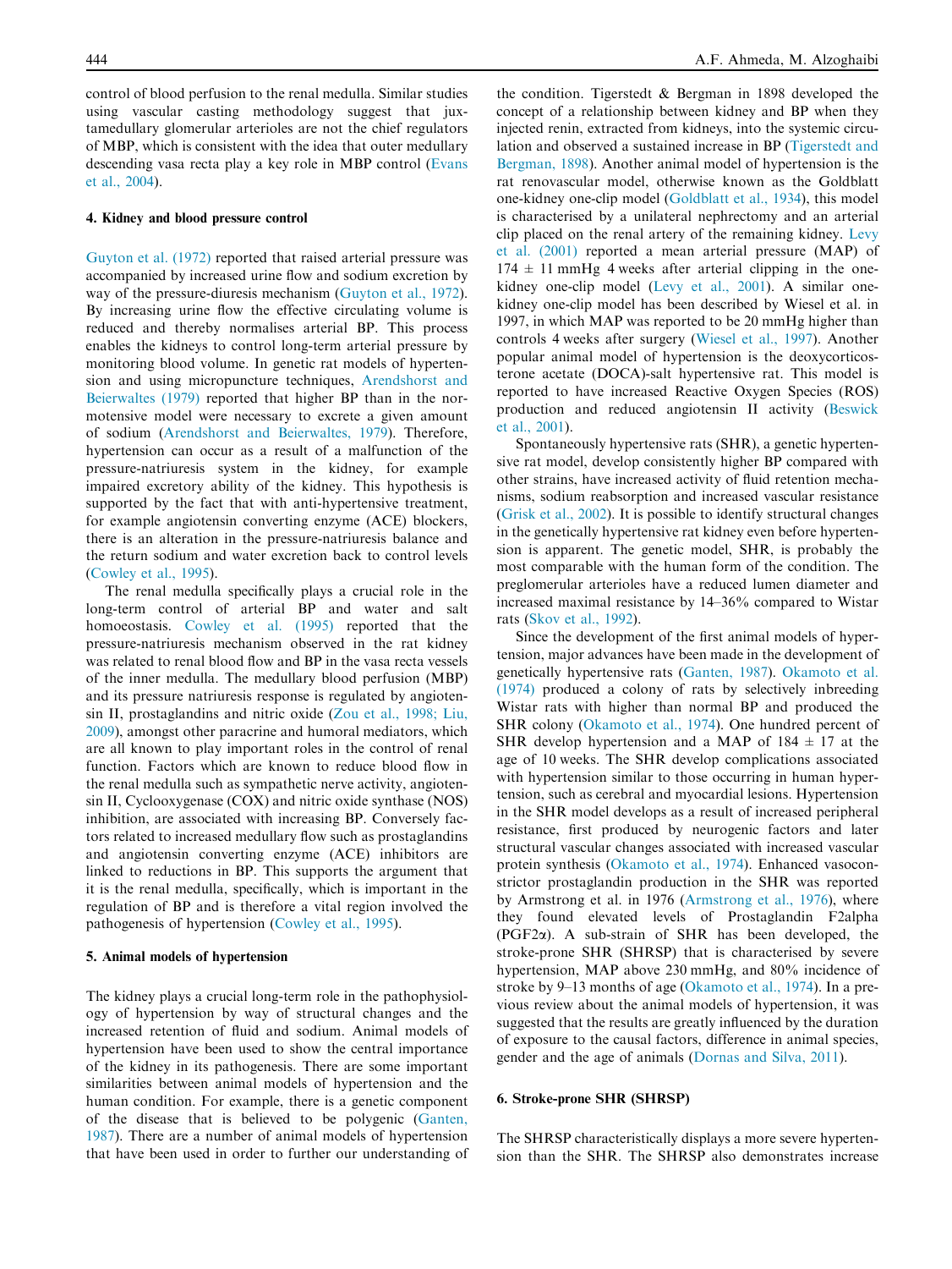control of blood perfusion to the renal medulla. Similar studies using vascular casting methodology suggest that juxtamedullary glomerular arterioles are not the chief regulators of MBP, which is consistent with the idea that outer medullary descending vasa recta play a key role in MBP control (Evans et al., 2004).

## 4. Kidney and blood pressure control

Guyton et al. (1972) reported that raised arterial pressure was accompanied by increased urine flow and sodium excretion by way of the pressure-diuresis mechanism (Guyton et al., 1972). By increasing urine flow the effective circulating volume is reduced and thereby normalises arterial BP. This process enables the kidneys to control long-term arterial pressure by monitoring blood volume. In genetic rat models of hypertension and using micropuncture techniques, Arendshorst and Beierwaltes (1979) reported that higher BP than in the normotensive model were necessary to excrete a given amount of sodium (Arendshorst and Beierwaltes, 1979). Therefore, hypertension can occur as a result of a malfunction of the pressure-natriuresis system in the kidney, for example impaired excretory ability of the kidney. This hypothesis is supported by the fact that with anti-hypertensive treatment, for example angiotensin converting enzyme (ACE) blockers, there is an alteration in the pressure-natriuresis balance and the return sodium and water excretion back to control levels (Cowley et al., 1995).

The renal medulla specifically plays a crucial role in the long-term control of arterial BP and water and salt homoeostasis. Cowley et al. (1995) reported that the pressure-natriuresis mechanism observed in the rat kidney was related to renal blood flow and BP in the vasa recta vessels of the inner medulla. The medullary blood perfusion (MBP) and its pressure natriuresis response is regulated by angiotensin II, prostaglandins and nitric oxide (Zou et al., 1998; Liu, 2009), amongst other paracrine and humoral mediators, which are all known to play important roles in the control of renal function. Factors which are known to reduce blood flow in the renal medulla such as sympathetic nerve activity, angiotensin II, Cyclooxygenase (COX) and nitric oxide synthase (NOS) inhibition, are associated with increasing BP. Conversely factors related to increased medullary flow such as prostaglandins and angiotensin converting enzyme (ACE) inhibitors are linked to reductions in BP. This supports the argument that it is the renal medulla, specifically, which is important in the regulation of BP and is therefore a vital region involved the pathogenesis of hypertension (Cowley et al., 1995).

## 5. Animal models of hypertension

The kidney plays a crucial long-term role in the pathophysiology of hypertension by way of structural changes and the increased retention of fluid and sodium. Animal models of hypertension have been used to show the central importance of the kidney in its pathogenesis. There are some important similarities between animal models of hypertension and the human condition. For example, there is a genetic component of the disease that is believed to be polygenic (Ganten, 1987). There are a number of animal models of hypertension that have been used in order to further our understanding of the condition. Tigerstedt & Bergman in 1898 developed the concept of a relationship between kidney and BP when they injected renin, extracted from kidneys, into the systemic circulation and observed a sustained increase in BP (Tigerstedt and Bergman, 1898). Another animal model of hypertension is the rat renovascular model, otherwise known as the Goldblatt one-kidney one-clip model (Goldblatt et al., 1934), this model is characterised by a unilateral nephrectomy and an arterial clip placed on the renal artery of the remaining kidney. Levy et al. (2001) reported a mean arterial pressure (MAP) of $174 \pm 11$ mmHg 4 weeks after arterial clipping in the one-kidney one-clip model (Levy et al., 2001). A similar one-kidney one-clip model has been described by Wiesel et al. in 1997, in which MAP was reported to be 20 mmHg higher than controls 4 weeks after surgery (Wiesel et al., 1997). Another popular animal model of hypertension is the deoxycorticosterone acetate (DOCA)-salt hypertensive rat. This model is reported to have increased Reactive Oxygen Species (ROS) production and reduced angiotensin II activity (Beswick et al., 2001).

Spontaneously hypertensive rats (SHR), a genetic hypertensive rat model, develop consistently higher BP compared with other strains, have increased activity of fluid retention mechanisms, sodium reabsorption and increased vascular resistance (Grisk et al., 2002). It is possible to identify structural changes in the genetically hypertensive rat kidney even before hypertension is apparent. The genetic model, SHR, is probably the most comparable with the human form of the condition. The preglomerular arterioles have a reduced lumen diameter and increased maximal resistance by 14–36% compared to Wistar rats (Skov et al., 1992).

Since the development of the first animal models of hypertension, major advances have been made in the development of genetically hypertensive rats (Ganten, 1987). Okamoto et al. (1974) produced a colony of rats by selectively inbreeding Wistar rats with higher than normal BP and produced the SHR colony (Okamoto et al., 1974). One hundred percent of SHR develop hypertension and a MAP of $184 \pm 17$ at the age of 10 weeks. The SHR develop complications associated with hypertension similar to those occurring in human hypertension, such as cerebral and myocardial lesions. Hypertension in the SHR model develops as a result of increased peripheral resistance, first produced by neurogenic factors and later structural vascular changes associated with increased vascular protein synthesis (Okamoto et al., 1974). Enhanced vasoconstrictor prostaglandin production in the SHR was reported by Armstrong et al. in 1976 (Armstrong et al., 1976), where they found elevated levels of Prostaglandin F2alpha (PGF2$\alpha$). A sub-strain of SHR has been developed, the stroke-prone SHR (SHRSP) that is characterised by severe hypertension, MAP above 230 mmHg, and 80% incidence of stroke by 9–13 months of age (Okamoto et al., 1974). In a previous review about the animal models of hypertension, it was suggested that the results are greatly influenced by the duration of exposure to the causal factors, difference in animal species, gender and the age of animals (Dornas and Silva, 2011).

## 6. Stroke-prone SHR (SHRSP)

The SHRSP characteristically displays a more severe hypertension than the SHR. The SHRSP also demonstrates increase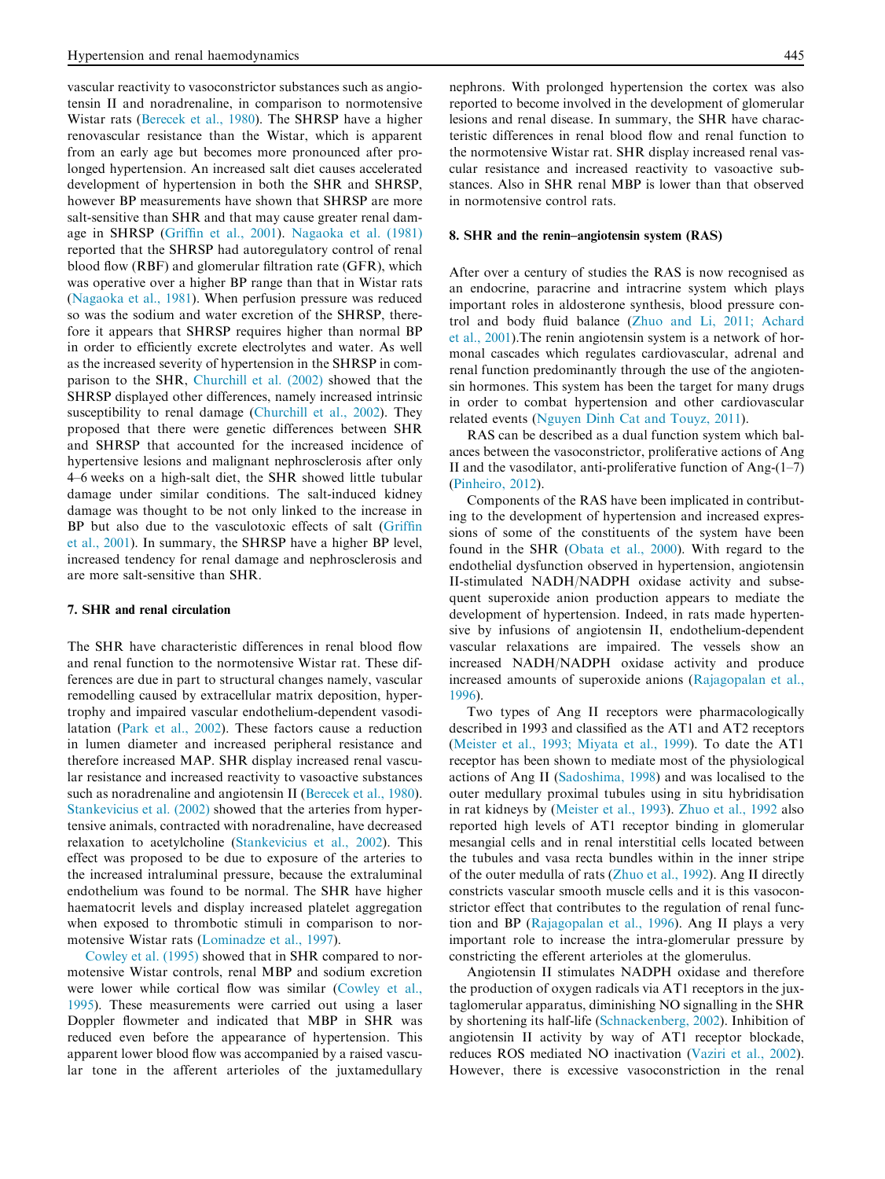vascular reactivity to vasoconstrictor substances such as angiotensin II and noradrenaline, in comparison to normotensive Wistar rats (Berecek et al., 1980). The SHRSP have a higher renovascular resistance than the Wistar, which is apparent from an early age but becomes more pronounced after prolonged hypertension. An increased salt diet causes accelerated development of hypertension in both the SHR and SHRSP, however BP measurements have shown that SHRSP are more salt-sensitive than SHR and that may cause greater renal damage in SHRSP (Griffin et al., 2001). Nagaoka et al. (1981) reported that the SHRSP had autoregulatory control of renal blood flow (RBF) and glomerular filtration rate (GFR), which was operative over a higher BP range than that in Wistar rats (Nagaoka et al., 1981). When perfusion pressure was reduced so was the sodium and water excretion of the SHRSP, therefore it appears that SHRSP requires higher than normal BP in order to efficiently excrete electrolytes and water. As well as the increased severity of hypertension in the SHRSP in comparison to the SHR, Churchill et al. (2002) showed that the SHRSP displayed other differences, namely increased intrinsic susceptibility to renal damage (Churchill et al., 2002). They proposed that there were genetic differences between SHR and SHRSP that accounted for the increased incidence of hypertensive lesions and malignant nephrosclerosis after only 4–6 weeks on a high-salt diet, the SHR showed little tubular damage under similar conditions. The salt-induced kidney damage was thought to be not only linked to the increase in BP but also due to the vasculotoxic effects of salt (Griffin et al., 2001). In summary, the SHRSP have a higher BP level, increased tendency for renal damage and nephrosclerosis and are more salt-sensitive than SHR.

## 7. SHR and renal circulation

The SHR have characteristic differences in renal blood flow and renal function to the normotensive Wistar rat. These differences are due in part to structural changes namely, vascular remodelling caused by extracellular matrix deposition, hypertrophy and impaired vascular endothelium-dependent vasodilatation (Park et al., 2002). These factors cause a reduction in lumen diameter and increased peripheral resistance and therefore increased MAP. SHR display increased renal vascular resistance and increased reactivity to vasoactive substances such as noradrenaline and angiotensin II (Berecek et al., 1980). Stankevicius et al. (2002) showed that the arteries from hypertensive animals, contracted with noradrenaline, have decreased relaxation to acetylcholine (Stankevicius et al., 2002). This effect was proposed to be due to exposure of the arteries to the increased intraluminal pressure, because the extraluminal endothelium was found to be normal. The SHR have higher haematocrit levels and display increased platelet aggregation when exposed to thrombotic stimuli in comparison to normotensive Wistar rats (Lominadze et al., 1997).

Cowley et al. (1995) showed that in SHR compared to normotensive Wistar controls, renal MBP and sodium excretion were lower while cortical flow was similar (Cowley et al., 1995). These measurements were carried out using a laser Doppler flowmeter and indicated that MBP in SHR was reduced even before the appearance of hypertension. This apparent lower blood flow was accompanied by a raised vascular tone in the afferent arterioles of the juxtamedullary nephrons. With prolonged hypertension the cortex was also reported to become involved in the development of glomerular lesions and renal disease. In summary, the SHR have characteristic differences in renal blood flow and renal function to the normotensive Wistar rat. SHR display increased renal vascular resistance and increased reactivity to vasoactive substances. Also in SHR renal MBP is lower than that observed in normotensive control rats.

## 8. SHR and the renin–angiotensin system (RAS)

After over a century of studies the RAS is now recognised as an endocrine, paracrine and intracrine system which plays important roles in aldosterone synthesis, blood pressure control and body fluid balance (Zhuo and Li, 2011; Achard et al., 2001).The renin angiotensin system is a network of hormonal cascades which regulates cardiovascular, adrenal and renal function predominantly through the use of the angiotensin hormones. This system has been the target for many drugs in order to combat hypertension and other cardiovascular related events (Nguyen Dinh Cat and Touyz, 2011).

RAS can be described as a dual function system which balances between the vasoconstrictor, proliferative actions of Ang II and the vasodilator, anti-proliferative function of Ang-(1–7) (Pinheiro, 2012).

Components of the RAS have been implicated in contributing to the development of hypertension and increased expressions of some of the constituents of the system have been found in the SHR (Obata et al., 2000). With regard to the endothelial dysfunction observed in hypertension, angiotensin II-stimulated NADH/NADPH oxidase activity and subsequent superoxide anion production appears to mediate the development of hypertension. Indeed, in rats made hypertensive by infusions of angiotensin II, endothelium-dependent vascular relaxations are impaired. The vessels show an increased NADH/NADPH oxidase activity and produce increased amounts of superoxide anions (Rajagopalan et al., 1996).

Two types of Ang II receptors were pharmacologically described in 1993 and classified as the AT1 and AT2 receptors (Meister et al., 1993; Miyata et al., 1999). To date the AT1 receptor has been shown to mediate most of the physiological actions of Ang II (Sadoshima, 1998) and was localised to the outer medullary proximal tubules using in situ hybridisation in rat kidneys by (Meister et al., 1993). Zhuo et al., 1992 also reported high levels of AT1 receptor binding in glomerular mesangial cells and in renal interstitial cells located between the tubules and vasa recta bundles within in the inner stripe of the outer medulla of rats (Zhuo et al., 1992). Ang II directly constricts vascular smooth muscle cells and it is this vasoconstrictor effect that contributes to the regulation of renal function and BP (Rajagopalan et al., 1996). Ang II plays a very important role to increase the intra-glomerular pressure by constricting the efferent arterioles at the glomerulus.

Angiotensin II stimulates NADPH oxidase and therefore the production of oxygen radicals via AT1 receptors in the juxtaglomerular apparatus, diminishing NO signalling in the SHR by shortening its half-life (Schnackenberg, 2002). Inhibition of angiotensin II activity by way of AT1 receptor blockade, reduces ROS mediated NO inactivation (Vaziri et al., 2002). However, there is excessive vasoconstriction in the renal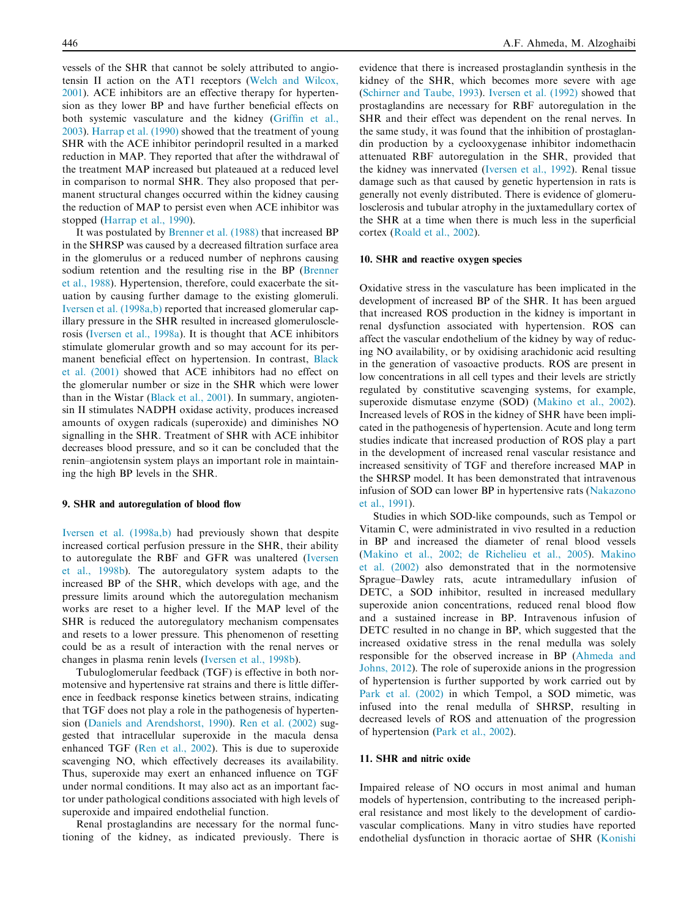vessels of the SHR that cannot be solely attributed to angiotensin II action on the AT1 receptors (Welch and Wilcox, 2001). ACE inhibitors are an effective therapy for hypertension as they lower BP and have further beneficial effects on both systemic vasculature and the kidney (Griffin et al., 2003). Harrap et al. (1990) showed that the treatment of young SHR with the ACE inhibitor perindopril resulted in a marked reduction in MAP. They reported that after the withdrawal of the treatment MAP increased but plateaued at a reduced level in comparison to normal SHR. They also proposed that permanent structural changes occurred within the kidney causing the reduction of MAP to persist even when ACE inhibitor was stopped (Harrap et al., 1990).

It was postulated by Brenner et al. (1988) that increased BP in the SHRSP was caused by a decreased filtration surface area in the glomerulus or a reduced number of nephrons causing sodium retention and the resulting rise in the BP (Brenner et al., 1988). Hypertension, therefore, could exacerbate the situation by causing further damage to the existing glomeruli. Iversen et al. (1998a,b) reported that increased glomerular capillary pressure in the SHR resulted in increased glomerulosclerosis (Iversen et al., 1998a). It is thought that ACE inhibitors stimulate glomerular growth and so may account for its permanent beneficial effect on hypertension. In contrast, Black et al. (2001) showed that ACE inhibitors had no effect on the glomerular number or size in the SHR which were lower than in the Wistar (Black et al., 2001). In summary, angiotensin II stimulates NADPH oxidase activity, produces increased amounts of oxygen radicals (superoxide) and diminishes NO signalling in the SHR. Treatment of SHR with ACE inhibitor decreases blood pressure, and so it can be concluded that the renin–angiotensin system plays an important role in maintaining the high BP levels in the SHR.

## 9. SHR and autoregulation of blood flow

Iversen et al. (1998a,b) had previously shown that despite increased cortical perfusion pressure in the SHR, their ability to autoregulate the RBF and GFR was unaltered (Iversen et al., 1998b). The autoregulatory system adapts to the increased BP of the SHR, which develops with age, and the pressure limits around which the autoregulation mechanism works are reset to a higher level. If the MAP level of the SHR is reduced the autoregulatory mechanism compensates and resets to a lower pressure. This phenomenon of resetting could be as a result of interaction with the renal nerves or changes in plasma renin levels (Iversen et al., 1998b).

Tubuloglomerular feedback (TGF) is effective in both normotensive and hypertensive rat strains and there is little difference in feedback response kinetics between strains, indicating that TGF does not play a role in the pathogenesis of hypertension (Daniels and Arendshorst, 1990). Ren et al. (2002) suggested that intracellular superoxide in the macula densa enhanced TGF (Ren et al., 2002). This is due to superoxide scavenging NO, which effectively decreases its availability. Thus, superoxide may exert an enhanced influence on TGF under normal conditions. It may also act as an important factor under pathological conditions associated with high levels of superoxide and impaired endothelial function.

Renal prostaglandins are necessary for the normal functioning of the kidney, as indicated previously. There is evidence that there is increased prostaglandin synthesis in the kidney of the SHR, which becomes more severe with age (Schirner and Taube, 1993). Iversen et al. (1992) showed that prostaglandins are necessary for RBF autoregulation in the SHR and their effect was dependent on the renal nerves. In the same study, it was found that the inhibition of prostaglandin production by a cyclooxygenase inhibitor indomethacin attenuated RBF autoregulation in the SHR, provided that the kidney was innervated (Iversen et al., 1992). Renal tissue damage such as that caused by genetic hypertension in rats is generally not evenly distributed. There is evidence of glomerulosclerosis and tubular atrophy in the juxtamedullary cortex of the SHR at a time when there is much less in the superficial cortex (Roald et al., 2002).

## 10. SHR and reactive oxygen species

Oxidative stress in the vasculature has been implicated in the development of increased BP of the SHR. It has been argued that increased ROS production in the kidney is important in renal dysfunction associated with hypertension. ROS can affect the vascular endothelium of the kidney by way of reducing NO availability, or by oxidising arachidonic acid resulting in the generation of vasoactive products. ROS are present in low concentrations in all cell types and their levels are strictly regulated by constitutive scavenging systems, for example, superoxide dismutase enzyme (SOD) (Makino et al., 2002). Increased levels of ROS in the kidney of SHR have been implicated in the pathogenesis of hypertension. Acute and long term studies indicate that increased production of ROS play a part in the development of increased renal vascular resistance and increased sensitivity of TGF and therefore increased MAP in the SHRSP model. It has been demonstrated that intravenous infusion of SOD can lower BP in hypertensive rats (Nakazono et al., 1991).

Studies in which SOD-like compounds, such as Tempol or Vitamin C, were administrated in vivo resulted in a reduction in BP and increased the diameter of renal blood vessels (Makino et al., 2002; de Richelieu et al., 2005). Makino et al. (2002) also demonstrated that in the normotensive Sprague–Dawley rats, acute intramedullary infusion of DETC, a SOD inhibitor, resulted in increased medullary superoxide anion concentrations, reduced renal blood flow and a sustained increase in BP. Intravenous infusion of DETC resulted in no change in BP, which suggested that the increased oxidative stress in the renal medulla was solely responsible for the observed increase in BP (Ahmeda and Johns, 2012). The role of superoxide anions in the progression of hypertension is further supported by work carried out by Park et al. (2002) in which Tempol, a SOD mimetic, was infused into the renal medulla of SHRSP, resulting in decreased levels of ROS and attenuation of the progression of hypertension (Park et al., 2002).

## 11. SHR and nitric oxide

Impaired release of NO occurs in most animal and human models of hypertension, contributing to the increased peripheral resistance and most likely to the development of cardiovascular complications. Many in vitro studies have reported endothelial dysfunction in thoracic aortae of SHR (Konishi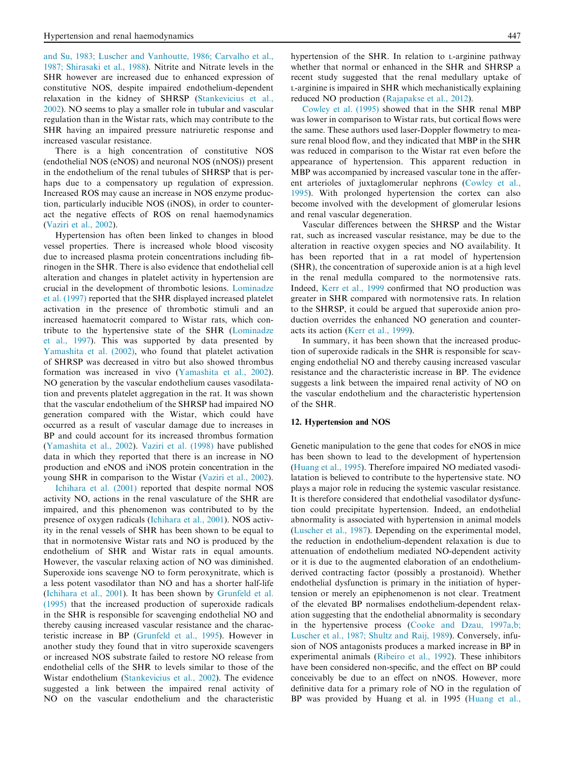and Su, 1983; Luscher and Vanhoutte, 1986; Carvalho et al., 1987; Shirasaki et al., 1988). Nitrite and Nitrate levels in the SHR however are increased due to enhanced expression of constitutive NOS, despite impaired endothelium-dependent relaxation in the kidney of SHRSP (Stankevicius et al., 2002). NO seems to play a smaller role in tubular and vascular regulation than in the Wistar rats, which may contribute to the SHR having an impaired pressure natriuretic response and increased vascular resistance.

There is a high concentration of constitutive NOS (endothelial NOS (eNOS) and neuronal NOS (nNOS)) present in the endothelium of the renal tubules of SHRSP that is perhaps due to a compensatory up regulation of expression. Increased ROS may cause an increase in NOS enzyme production, particularly inducible NOS (iNOS), in order to counteract the negative effects of ROS on renal haemodynamics (Vaziri et al., 2002).

Hypertension has often been linked to changes in blood vessel properties. There is increased whole blood viscosity due to increased plasma protein concentrations including fibrinogen in the SHR. There is also evidence that endothelial cell alteration and changes in platelet activity in hypertension are crucial in the development of thrombotic lesions. Lominadze et al. (1997) reported that the SHR displayed increased platelet activation in the presence of thrombotic stimuli and an increased haematocrit compared to Wistar rats, which contribute to the hypertensive state of the SHR (Lominadze et al., 1997). This was supported by data presented by Yamashita et al. (2002), who found that platelet activation of SHRSP was decreased in vitro but also showed thrombus formation was increased in vivo (Yamashita et al., 2002). NO generation by the vascular endothelium causes vasodilatation and prevents platelet aggregation in the rat. It was shown that the vascular endothelium of the SHRSP had impaired NO generation compared with the Wistar, which could have occurred as a result of vascular damage due to increases in BP and could account for its increased thrombus formation (Yamashita et al., 2002). Vaziri et al. (1998) have published data in which they reported that there is an increase in NO production and eNOS and iNOS protein concentration in the young SHR in comparison to the Wistar (Vaziri et al., 2002).

Ichihara et al. (2001) reported that despite normal NOS activity NO, actions in the renal vasculature of the SHR are impaired, and this phenomenon was contributed to by the presence of oxygen radicals (Ichihara et al., 2001). NOS activity in the renal vessels of SHR has been shown to be equal to that in normotensive Wistar rats and NO is produced by the endothelium of SHR and Wistar rats in equal amounts. However, the vascular relaxing action of NO was diminished. Superoxide ions scavenge NO to form peroxynitrate, which is a less potent vasodilator than NO and has a shorter half-life (Ichihara et al., 2001). It has been shown by Grunfeld et al. (1995) that the increased production of superoxide radicals in the SHR is responsible for scavenging endothelial NO and thereby causing increased vascular resistance and the characteristic increase in BP (Grunfeld et al., 1995). However in another study they found that in vitro superoxide scavengers or increased NOS substrate failed to restore NO release from endothelial cells of the SHR to levels similar to those of the Wistar endothelium (Stankevicius et al., 2002). The evidence suggested a link between the impaired renal activity of NO on the vascular endothelium and the characteristic hypertension of the SHR. In relation to L-arginine pathway whether that normal or enhanced in the SHR and SHRSP a recent study suggested that the renal medullary uptake of L-arginine is impaired in SHR which mechanistically explaining reduced NO production (Rajapakse et al., 2012).

Cowley et al. (1995) showed that in the SHR renal MBP was lower in comparison to Wistar rats, but cortical flows were the same. These authors used laser-Doppler flowmetry to measure renal blood flow, and they indicated that MBP in the SHR was reduced in comparison to the Wistar rat even before the appearance of hypertension. This apparent reduction in MBP was accompanied by increased vascular tone in the afferent arterioles of juxtaglomerular nephrons (Cowley et al., 1995). With prolonged hypertension the cortex can also become involved with the development of glomerular lesions and renal vascular degeneration.

Vascular differences between the SHRSP and the Wistar rat, such as increased vascular resistance, may be due to the alteration in reactive oxygen species and NO availability. It has been reported that in a rat model of hypertension (SHR), the concentration of superoxide anion is at a high level in the renal medulla compared to the normotensive rats. Indeed, Kerr et al., 1999 confirmed that NO production was greater in SHR compared with normotensive rats. In relation to the SHRSP, it could be argued that superoxide anion production overrides the enhanced NO generation and counteracts its action (Kerr et al., 1999).

In summary, it has been shown that the increased production of superoxide radicals in the SHR is responsible for scavenging endothelial NO and thereby causing increased vascular resistance and the characteristic increase in BP. The evidence suggests a link between the impaired renal activity of NO on the vascular endothelium and the characteristic hypertension of the SHR.

## 12. Hypertension and NOS

Genetic manipulation to the gene that codes for eNOS in mice has been shown to lead to the development of hypertension (Huang et al., 1995). Therefore impaired NO mediated vasodilatation is believed to contribute to the hypertensive state. NO plays a major role in reducing the systemic vascular resistance. It is therefore considered that endothelial vasodilator dysfunction could precipitate hypertension. Indeed, an endothelial abnormality is associated with hypertension in animal models (Luscher et al., 1987). Depending on the experimental model, the reduction in endothelium-dependent relaxation is due to attenuation of endothelium mediated NO-dependent activity or it is due to the augmented elaboration of an endothelium-derived contracting factor (possibly a prostanoid). Whether endothelial dysfunction is primary in the initiation of hypertension or merely an epiphenomenon is not clear. Treatment of the elevated BP normalises endothelium-dependent relaxation suggesting that the endothelial abnormality is secondary in the hypertensive process (Cooke and Dzau, 1997a,b; Luscher et al., 1987; Shultz and Raij, 1989). Conversely, infusion of NOS antagonists produces a marked increase in BP in experimental animals (Ribeiro et al., 1992). These inhibitors have been considered non-specific, and the effect on BP could conceivably be due to an effect on nNOS. However, more definitive data for a primary role of NO in the regulation of BP was provided by Huang et al. in 1995 (Huang et al.,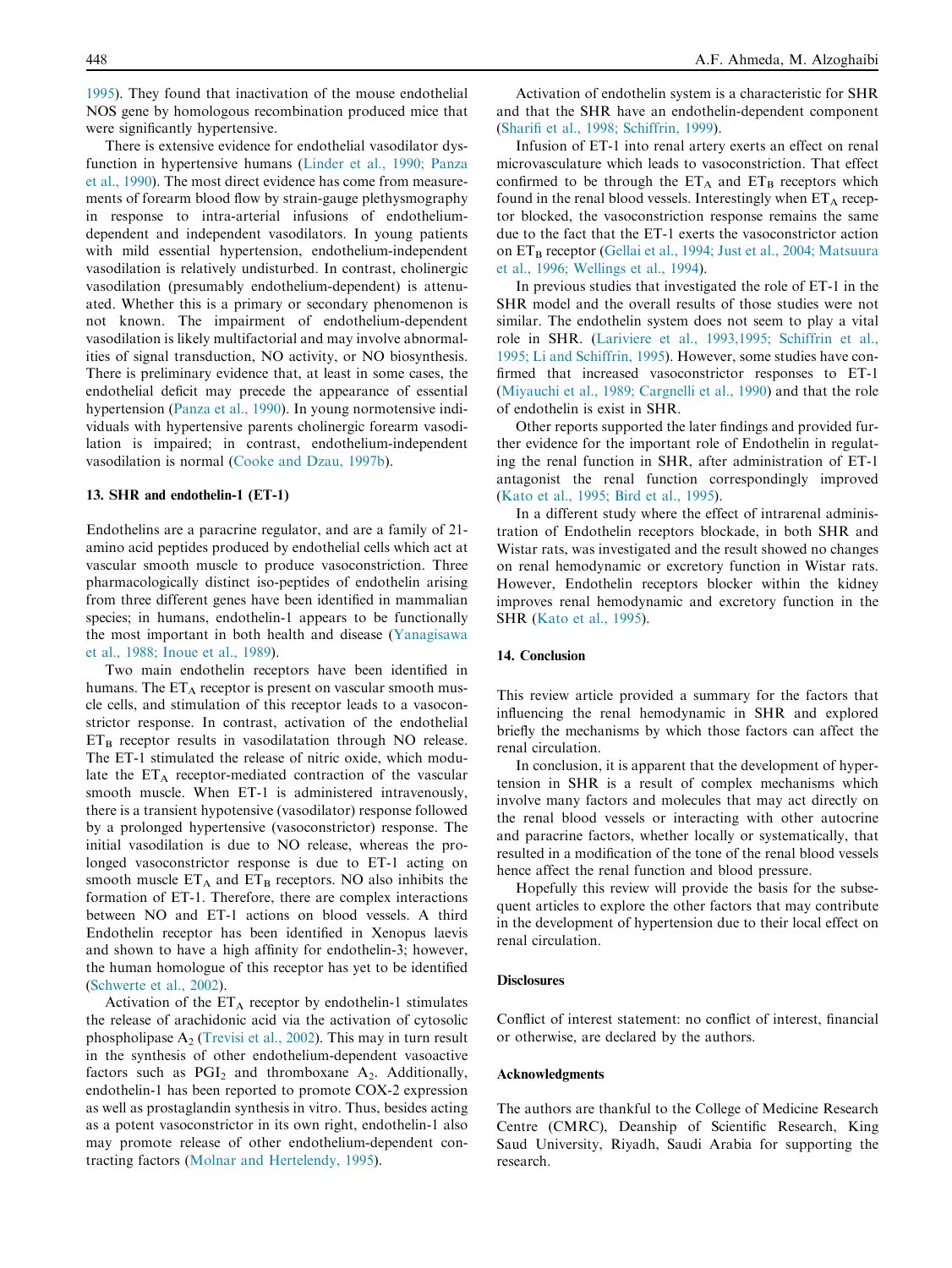1995). They found that inactivation of the mouse endothelial NOS gene by homologous recombination produced mice that were significantly hypertensive.

There is extensive evidence for endothelial vasodilator dysfunction in hypertensive humans (Linder et al., 1990; Panza et al., 1990). The most direct evidence has come from measurements of forearm blood flow by strain-gauge plethysmography in response to intra-arterial infusions of endothelium-dependent and independent vasodilators. In young patients with mild essential hypertension, endothelium-independent vasodilation is relatively undisturbed. In contrast, cholinergic vasodilation (presumably endothelium-dependent) is attenuated. Whether this is a primary or secondary phenomenon is not known. The impairment of endothelium-dependent vasodilation is likely multifactorial and may involve abnormalities of signal transduction, NO activity, or NO biosynthesis. There is preliminary evidence that, at least in some cases, the endothelial deficit may precede the appearance of essential hypertension (Panza et al., 1990). In young normotensive individuals with hypertensive parents cholinergic forearm vasodilation is impaired; in contrast, endothelium-independent vasodilation is normal (Cooke and Dzau, 1997b).

## 13. SHR and endothelin-1 (ET-1)

Endothelins are a paracrine regulator, and are a family of 21-amino acid peptides produced by endothelial cells which act at vascular smooth muscle to produce vasoconstriction. Three pharmacologically distinct iso-peptides of endothelin arising from three different genes have been identified in mammalian species; in humans, endothelin-1 appears to be functionally the most important in both health and disease (Yanagisawa et al., 1988; Inoue et al., 1989).

Two main endothelin receptors have been identified in humans. The $ET_A$ receptor is present on vascular smooth muscle cells, and stimulation of this receptor leads to a vasoconstrictor response. In contrast, activation of the endothelial $ET_B$ receptor results in vasodilatation through NO release. The ET-1 stimulated the release of nitric oxide, which modulate the $ET_A$ receptor-mediated contraction of the vascular smooth muscle. When ET-1 is administered intravenously, there is a transient hypotensive (vasodilator) response followed by a prolonged hypertensive (vasoconstrictor) response. The initial vasodilation is due to NO release, whereas the prolonged vasoconstrictor response is due to ET-1 acting on smooth muscle $ET_A$ and $ET_B$ receptors. NO also inhibits the formation of ET-1. Therefore, there are complex interactions between NO and ET-1 actions on blood vessels. A third Endothelin receptor has been identified in Xenopus laevis and shown to have a high affinity for endothelin-3; however, the human homologue of this receptor has yet to be identified (Schwerte et al., 2002).

Activation of the $ET_A$ receptor by endothelin-1 stimulates the release of arachidonic acid via the activation of cytosolic phospholipase $A_2$ (Trevisi et al., 2002). This may in turn result in the synthesis of other endothelium-dependent vasoactive factors such as $PGI_2$ and thromboxane $A_2$. Additionally, endothelin-1 has been reported to promote COX-2 expression as well as prostaglandin synthesis in vitro. Thus, besides acting as a potent vasoconstrictor in its own right, endothelin-1 also may promote release of other endothelium-dependent contracting factors (Molnar and Hertelendy, 1995).

Activation of endothelin system is a characteristic for SHR and that the SHR have an endothelin-dependent component (Sharifi et al., 1998; Schiffrin, 1999).

Infusion of ET-1 into renal artery exerts an effect on renal microvasculature which leads to vasoconstriction. That effect confirmed to be through the $ET_A$ and $ET_B$ receptors which found in the renal blood vessels. Interestingly when $ET_A$ receptor blocked, the vasoconstriction response remains the same due to the fact that the ET-1 exerts the vasoconstrictor action on $ET_B$ receptor (Gellai et al., 1994; Just et al., 2004; Matsuura et al., 1996; Wellings et al., 1994).

In previous studies that investigated the role of ET-1 in the SHR model and the overall results of those studies were not similar. The endothelin system does not seem to play a vital role in SHR. (Lariviere et al., 1993,1995; Schiffrin et al., 1995; Li and Schiffrin, 1995). However, some studies have confirmed that increased vasoconstrictor responses to ET-1 (Miyauchi et al., 1989; Cargnelli et al., 1990) and that the role of endothelin is exist in SHR.

Other reports supported the later findings and provided further evidence for the important role of Endothelin in regulating the renal function in SHR, after administration of ET-1 antagonist the renal function correspondingly improved (Kato et al., 1995; Bird et al., 1995).

In a different study where the effect of intrarenal administration of Endothelin receptors blockade, in both SHR and Wistar rats, was investigated and the result showed no changes on renal hemodynamic or excretory function in Wistar rats. However, Endothelin receptors blocker within the kidney improves renal hemodynamic and excretory function in the SHR (Kato et al., 1995).

## 14. Conclusion

This review article provided a summary for the factors that influencing the renal hemodynamic in SHR and explored briefly the mechanisms by which those factors can affect the renal circulation.

In conclusion, it is apparent that the development of hypertension in SHR is a result of complex mechanisms which involve many factors and molecules that may act directly on the renal blood vessels or interacting with other autocrine and paracrine factors, whether locally or systematically, that resulted in a modification of the tone of the renal blood vessels hence affect the renal function and blood pressure.

Hopefully this review will provide the basis for the subsequent articles to explore the other factors that may contribute in the development of hypertension due to their local effect on renal circulation.

## Disclosures

Conflict of interest statement: no conflict of interest, financial or otherwise, are declared by the authors.

## Acknowledgments

The authors are thankful to the College of Medicine Research Centre (CMRC), Deanship of Scientific Research, King Saud University, Riyadh, Saudi Arabia for supporting the research.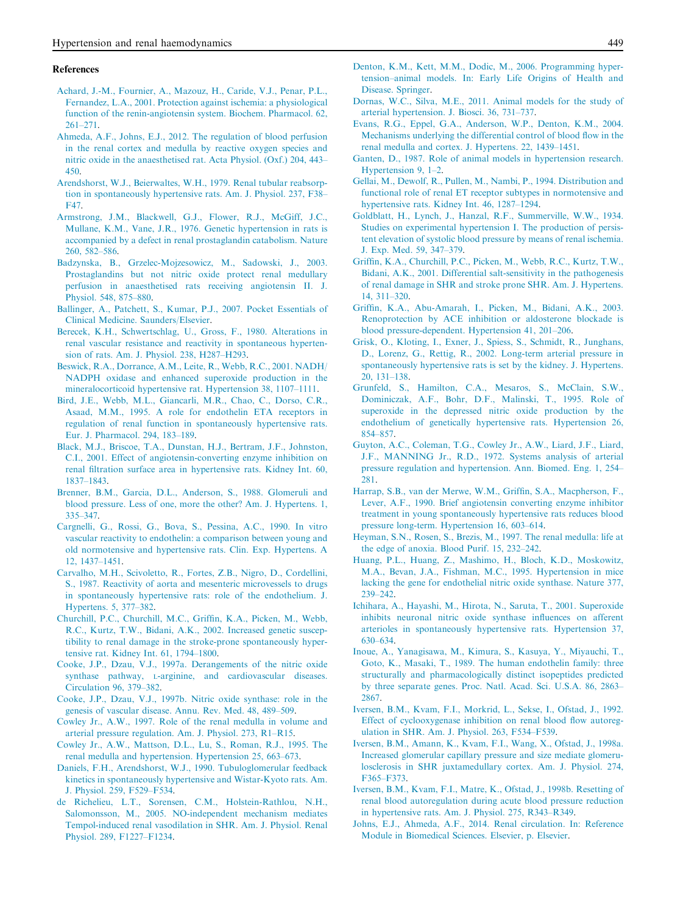## References

Achard, J.-M., Fournier, A., Mazouz, H., Caride, V.J., Penar, P.L., Fernandez, L.A., 2001. Protection against ischemia: a physiological function of the renin-angiotensin system. Biochem. Pharmacol. 62, 261–271.

Ahmeda, A.F., Johns, E.J., 2012. The regulation of blood perfusion in the renal cortex and medulla by reactive oxygen species and nitric oxide in the anaesthetised rat. Acta Physiol. (Oxf.) 204, 443–450.

Arendshorst, W.J., Beierwaltes, W.H., 1979. Renal tubular reabsorption in spontaneously hypertensive rats. Am. J. Physiol. 237, F38–F47.

Armstrong, J.M., Blackwell, G.J., Flower, R.J., McGiff, J.C., Mullane, K.M., Vane, J.R., 1976. Genetic hypertension in rats is accompanied by a defect in renal prostaglandin catabolism. Nature 260, 582–586.

Badzynska, B., Grzelec-Mojzesowicz, M., Sadowski, J., 2003. Prostaglandins but not nitric oxide protect renal medullary perfusion in anaesthetised rats receiving angiotensin II. J. Physiol. 548, 875–880.

Ballinger, A., Patchett, S., Kumar, P.J., 2007. Pocket Essentials of Clinical Medicine. Saunders/Elsevier.

Berecek, K.H., Schwertschlag, U., Gross, F., 1980. Alterations in renal vascular resistance and reactivity in spontaneous hypertension of rats. Am. J. Physiol. 238, H287–H293.

Beswick, R.A., Dorrance, A.M., Leite, R., Webb, R.C., 2001. NADH/NADPH oxidase and enhanced superoxide production in the mineralocorticoid hypertensive rat. Hypertension 38, 1107–1111.

Bird, J.E., Webb, M.L., Giancarli, M.R., Chao, C., Dorso, C.R., Asaad, M.M., 1995. A role for endothelin ETA receptors in regulation of renal function in spontaneously hypertensive rats. Eur. J. Pharmacol. 294, 183–189.

Black, M.J., Briscoe, T.A., Dunstan, H.J., Bertram, J.F., Johnston, C.I., 2001. Effect of angiotensin-converting enzyme inhibition on renal filtration surface area in hypertensive rats. Kidney Int. 60, 1837–1843.

Brenner, B.M., Garcia, D.L., Anderson, S., 1988. Glomeruli and blood pressure. Less of one, more the other? Am. J. Hypertens. 1, 335–347.

Cargnelli, G., Rossi, G., Bova, S., Pessina, A.C., 1990. In vitro vascular reactivity to endothelin: a comparison between young and old normotensive and hypertensive rats. Clin. Exp. Hypertens. A 12, 1437–1451.

Carvalho, M.H., Scivoletto, R., Fortes, Z.B., Nigro, D., Cordellini, S., 1987. Reactivity of aorta and mesenteric microvessels to drugs in spontaneously hypertensive rats: role of the endothelium. J. Hypertens. 5, 377–382.

Churchill, P.C., Churchill, M.C., Griffin, K.A., Picken, M., Webb, R.C., Kurtz, T.W., Bidani, A.K., 2002. Increased genetic susceptibility to renal damage in the stroke-prone spontaneously hypertensive rat. Kidney Int. 61, 1794–1800.

Cooke, J.P., Dzau, V.J., 1997a. Derangements of the nitric oxide synthase pathway, L-arginine, and cardiovascular diseases. Circulation 96, 379–382.

Cooke, J.P., Dzau, V.J., 1997b. Nitric oxide synthase: role in the genesis of vascular disease. Annu. Rev. Med. 48, 489–509.

Cowley Jr., A.W., 1997. Role of the renal medulla in volume and arterial pressure regulation. Am. J. Physiol. 273, R1–R15.

Cowley Jr., A.W., Mattson, D.L., Lu, S., Roman, R.J., 1995. The renal medulla and hypertension. Hypertension 25, 663–673.

Daniels, F.H., Arendshorst, W.J., 1990. Tubuloglomerular feedback kinetics in spontaneously hypertensive and Wistar-Kyoto rats. Am. J. Physiol. 259, F529–F534.

de Richelieu, L.T., Sorensen, C.M., Holstein-Rathlou, N.H., Salomonsson, M., 2005. NO-independent mechanism mediates Tempol-induced renal vasodilation in SHR. Am. J. Physiol. Renal Physiol. 289, F1227–F1234.

Denton, K.M., Kett, M.M., Dodic, M., 2006. Programming hypertension–animal models. In: Early Life Origins of Health and Disease. Springer.

Dornas, W.C., Silva, M.E., 2011. Animal models for the study of arterial hypertension. J. Biosci. 36, 731–737.

Evans, R.G., Eppel, G.A., Anderson, W.P., Denton, K.M., 2004. Mechanisms underlying the differential control of blood flow in the renal medulla and cortex. J. Hypertens. 22, 1439–1451.

Ganten, D., 1987. Role of animal models in hypertension research. Hypertension 9, 1–2.

Gellai, M., Dewolf, R., Pullen, M., Nambi, P., 1994. Distribution and functional role of renal ET receptor subtypes in normotensive and hypertensive rats. Kidney Int. 46, 1287–1294.

Goldblatt, H., Lynch, J., Hanzal, R.F., Summerville, W.W., 1934. Studies on experimental hypertension I. The production of persistent elevation of systolic blood pressure by means of renal ischemia. J. Exp. Med. 59, 347–379.

Griffin, K.A., Churchill, P.C., Picken, M., Webb, R.C., Kurtz, T.W., Bidani, A.K., 2001. Differential salt-sensitivity in the pathogenesis of renal damage in SHR and stroke prone SHR. Am. J. Hypertens. 14, 311–320.

Griffin, K.A., Abu-Amarah, I., Picken, M., Bidani, A.K., 2003. Renoprotection by ACE inhibition or aldosterone blockade is blood pressure-dependent. Hypertension 41, 201–206.

Grisk, O., Kloting, I., Exner, J., Spiess, S., Schmidt, R., Junghans, D., Lorenz, G., Rettig, R., 2002. Long-term arterial pressure in spontaneously hypertensive rats is set by the kidney. J. Hypertens. 20, 131–138.

Grunfeld, S., Hamilton, C.A., Mesaros, S., McClain, S.W., Dominiczak, A.F., Bohr, D.F., Malinski, T., 1995. Role of superoxide in the depressed nitric oxide production by the endothelium of genetically hypertensive rats. Hypertension 26, 854–857.

Guyton, A.C., Coleman, T.G., Cowley Jr., A.W., Liard, J.F., Liard, J.F., MANNING Jr., R.D., 1972. Systems analysis of arterial pressure regulation and hypertension. Ann. Biomed. Eng. 1, 254–281.

Harrap, S.B., van der Merwe, W.M., Griffin, S.A., Macpherson, F., Lever, A.F., 1990. Brief angiotensin converting enzyme inhibitor treatment in young spontaneously hypertensive rats reduces blood pressure long-term. Hypertension 16, 603–614.

Heyman, S.N., Rosen, S., Brezis, M., 1997. The renal medulla: life at the edge of anoxia. Blood Purif. 15, 232–242.

Huang, P.L., Huang, Z., Mashimo, H., Bloch, K.D., Moskowitz, M.A., Bevan, J.A., Fishman, M.C., 1995. Hypertension in mice lacking the gene for endothelial nitric oxide synthase. Nature 377, 239–242.

Ichihara, A., Hayashi, M., Hirota, N., Saruta, T., 2001. Superoxide inhibits neuronal nitric oxide synthase influences on afferent arterioles in spontaneously hypertensive rats. Hypertension 37, 630–634.

Inoue, A., Yanagisawa, M., Kimura, S., Kasuya, Y., Miyauchi, T., Goto, K., Masaki, T., 1989. The human endothelin family: three structurally and pharmacologically distinct isopeptides predicted by three separate genes. Proc. Natl. Acad. Sci. U.S.A. 86, 2863–2867.

Iversen, B.M., Kvam, F.I., Morkrid, L., Sekse, I., Ofstad, J., 1992. Effect of cyclooxygenase inhibition on renal blood flow autoregulation in SHR. Am. J. Physiol. 263, F534–F539.

Iversen, B.M., Amann, K., Kvam, F.I., Wang, X., Ofstad, J., 1998a. Increased glomerular capillary pressure and size mediate glomerulosclerosis in SHR juxtamedullary cortex. Am. J. Physiol. 274, F365–F373.

Iversen, B.M., Kvam, F.I., Matre, K., Ofstad, J., 1998b. Resetting of renal blood autoregulation during acute blood pressure reduction in hypertensive rats. Am. J. Physiol. 275, R343–R349.

Johns, E.J., Ahmeda, A.F., 2014. Renal circulation. In: Reference Module in Biomedical Sciences. Elsevier, p. Elsevier.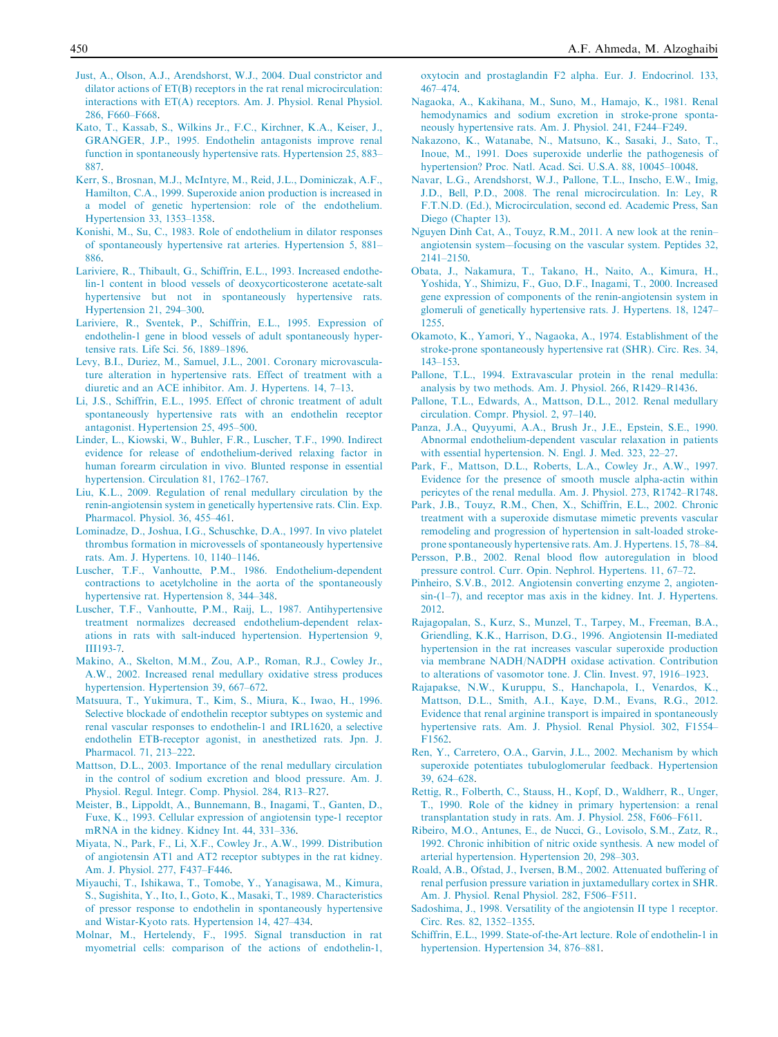Just, A., Olson, A.J., Arendshorst, W.J., 2004. Dual constrictor and dilator actions of ET(B) receptors in the rat renal microcirculation: interactions with ET(A) receptors. Am. J. Physiol. Renal Physiol. 286, F660–F668.

Kato, T., Kassab, S., Wilkins Jr., F.C., Kirchner, K.A., Keiser, J., GRANGER, J.P., 1995. Endothelin antagonists improve renal function in spontaneously hypertensive rats. Hypertension 25, 883–887.

Kerr, S., Brosnan, M.J., McIntyre, M., Reid, J.L., Dominiczak, A.F., Hamilton, C.A., 1999. Superoxide anion production is increased in a model of genetic hypertension: role of the endothelium. Hypertension 33, 1353–1358.

Konishi, M., Su, C., 1983. Role of endothelium in dilator responses of spontaneously hypertensive rat arteries. Hypertension 5, 881–886.

Lariviere, R., Thibault, G., Schiffrin, E.L., 1993. Increased endothelin-1 content in blood vessels of deoxycorticosterone acetate-salt hypertensive but not in spontaneously hypertensive rats. Hypertension 21, 294–300.

Lariviere, R., Sventek, P., Schiffrin, E.L., 1995. Expression of endothelin-1 gene in blood vessels of adult spontaneously hypertensive rats. Life Sci. 56, 1889–1896.

Levy, B.I., Duriez, M., Samuel, J.L., 2001. Coronary microvasculature alteration in hypertensive rats. Effect of treatment with a diuretic and an ACE inhibitor. Am. J. Hypertens. 14, 7–13.

Li, J.S., Schiffrin, E.L., 1995. Effect of chronic treatment of adult spontaneously hypertensive rats with an endothelin receptor antagonist. Hypertension 25, 495–500.

Linder, L., Kiowski, W., Buhler, F.R., Luscher, T.F., 1990. Indirect evidence for release of endothelium-derived relaxing factor in human forearm circulation in vivo. Blunted response in essential hypertension. Circulation 81, 1762–1767.

Liu, K.L., 2009. Regulation of renal medullary circulation by the renin-angiotensin system in genetically hypertensive rats. Clin. Exp. Pharmacol. Physiol. 36, 455–461.

Lominadze, D., Joshua, I.G., Schuschke, D.A., 1997. In vivo platelet thrombus formation in microvessels of spontaneously hypertensive rats. Am. J. Hypertens. 10, 1140–1146.

Luscher, T.F., Vanhoutte, P.M., 1986. Endothelium-dependent contractions to acetylcholine in the aorta of the spontaneously hypertensive rat. Hypertension 8, 344–348.

Luscher, T.F., Vanhoutte, P.M., Raij, L., 1987. Antihypertensive treatment normalizes decreased endothelium-dependent relaxations in rats with salt-induced hypertension. Hypertension 9, III193-7.

Makino, A., Skelton, M.M., Zou, A.P., Roman, R.J., Cowley Jr., A.W., 2002. Increased renal medullary oxidative stress produces hypertension. Hypertension 39, 667–672.

Matsuura, T., Yukimura, T., Kim, S., Miura, K., Iwao, H., 1996. Selective blockade of endothelin receptor subtypes on systemic and renal vascular responses to endothelin-1 and IRL1620, a selective endothelin ETB-receptor agonist, in anesthetized rats. Jpn. J. Pharmacol. 71, 213–222.

Mattson, D.L., 2003. Importance of the renal medullary circulation in the control of sodium excretion and blood pressure. Am. J. Physiol. Regul. Integr. Comp. Physiol. 284, R13–R27.

Meister, B., Lippoldt, A., Bunnemann, B., Inagami, T., Ganten, D., Fuxe, K., 1993. Cellular expression of angiotensin type-1 receptor mRNA in the kidney. Kidney Int. 44, 331–336.

Miyata, N., Park, F., Li, X.F., Cowley Jr., A.W., 1999. Distribution of angiotensin AT1 and AT2 receptor subtypes in the rat kidney. Am. J. Physiol. 277, F437–F446.

Miyauchi, T., Ishikawa, T., Tomobe, Y., Yanagisawa, M., Kimura, S., Sugishita, Y., Ito, I., Goto, K., Masaki, T., 1989. Characteristics of pressor response to endothelin in spontaneously hypertensive and Wistar-Kyoto rats. Hypertension 14, 427–434.

Molnar, M., Hertelendy, F., 1995. Signal transduction in rat myometrial cells: comparison of the actions of endothelin-1, oxytocin and prostaglandin F2 alpha. Eur. J. Endocrinol. 133, 467–474.

Nagaoka, A., Kakihana, M., Suno, M., Hamajo, K., 1981. Renal hemodynamics and sodium excretion in stroke-prone spontaneously hypertensive rats. Am. J. Physiol. 241, F244–F249.

Nakazono, K., Watanabe, N., Matsuno, K., Sasaki, J., Sato, T., Inoue, M., 1991. Does superoxide underlie the pathogenesis of hypertension? Proc. Natl. Acad. Sci. U.S.A. 88, 10045–10048.

Navar, L.G., Arendshorst, W.J., Pallone, T.L., Inscho, E.W., Imig, J.D., Bell, P.D., 2008. The renal microcirculation. In: Ley, R F.T.N.D. (Ed.), Microcirculation, second ed. Academic Press, San Diego (Chapter 13).

Nguyen Dinh Cat, A., Touyz, R.M., 2011. A new look at the renin–angiotensin system—focusing on the vascular system. Peptides 32, 2141–2150.

Obata, J., Nakamura, T., Takano, H., Naito, A., Kimura, H., Yoshida, Y., Shimizu, F., Guo, D.F., Inagami, T., 2000. Increased gene expression of components of the renin-angiotensin system in glomeruli of genetically hypertensive rats. J. Hypertens. 18, 1247–1255.

Okamoto, K., Yamori, Y., Nagaoka, A., 1974. Establishment of the stroke-prone spontaneously hypertensive rat (SHR). Circ. Res. 34, 143–153.

Pallone, T.L., 1994. Extravascular protein in the renal medulla: analysis by two methods. Am. J. Physiol. 266, R1429–R1436.

Pallone, T.L., Edwards, A., Mattson, D.L., 2012. Renal medullary circulation. Compr. Physiol. 2, 97–140.

Panza, J.A., Quyyumi, A.A., Brush Jr., J.E., Epstein, S.E., 1990. Abnormal endothelium-dependent vascular relaxation in patients with essential hypertension. N. Engl. J. Med. 323, 22–27.

Park, F., Mattson, D.L., Roberts, L.A., Cowley Jr., A.W., 1997. Evidence for the presence of smooth muscle alpha-actin within pericytes of the renal medulla. Am. J. Physiol. 273, R1742–R1748.

Park, J.B., Touyz, R.M., Chen, X., Schiffrin, E.L., 2002. Chronic treatment with a superoxide dismutase mimetic prevents vascular remodeling and progression of hypertension in salt-loaded stroke-prone spontaneously hypertensive rats. Am. J. Hypertens. 15, 78–84.

Persson, P.B., 2002. Renal blood flow autoregulation in blood pressure control. Curr. Opin. Nephrol. Hypertens. 11, 67–72.

Pinheiro, S.V.B., 2012. Angiotensin converting enzyme 2, angiotensin-(1–7), and receptor mas axis in the kidney. Int. J. Hypertens. 2012.

Rajagopalan, S., Kurz, S., Munzel, T., Tarpey, M., Freeman, B.A., Griendling, K.K., Harrison, D.G., 1996. Angiotensin II-mediated hypertension in the rat increases vascular superoxide production via membrane NADH/NADPH oxidase activation. Contribution to alterations of vasomotor tone. J. Clin. Invest. 97, 1916–1923.

Rajapakse, N.W., Kuruppu, S., Hanchapola, I., Venardos, K., Mattson, D.L., Smith, A.I., Kaye, D.M., Evans, R.G., 2012. Evidence that renal arginine transport is impaired in spontaneously hypertensive rats. Am. J. Physiol. Renal Physiol. 302, F1554–F1562.

Ren, Y., Carretero, O.A., Garvin, J.L., 2002. Mechanism by which superoxide potentiates tubuloglomerular feedback. Hypertension 39, 624–628.

Rettig, R., Folberth, C., Stauss, H., Kopf, D., Waldherr, R., Unger, T., 1990. Role of the kidney in primary hypertension: a renal transplantation study in rats. Am. J. Physiol. 258, F606–F611.

Ribeiro, M.O., Antunes, E., de Nucci, G., Lovisolo, S.M., Zatz, R., 1992. Chronic inhibition of nitric oxide synthesis. A new model of arterial hypertension. Hypertension 20, 298–303.

Roald, A.B., Ofstad, J., Iversen, B.M., 2002. Attenuated buffering of renal perfusion pressure variation in juxtamedullary cortex in SHR. Am. J. Physiol. Renal Physiol. 282, F506–F511.

Sadoshima, J., 1998. Versatility of the angiotensin II type 1 receptor. Circ. Res. 82, 1352–1355.

Schiffrin, E.L., 1999. State-of-the-Art lecture. Role of endothelin-1 in hypertension. Hypertension 34, 876–881.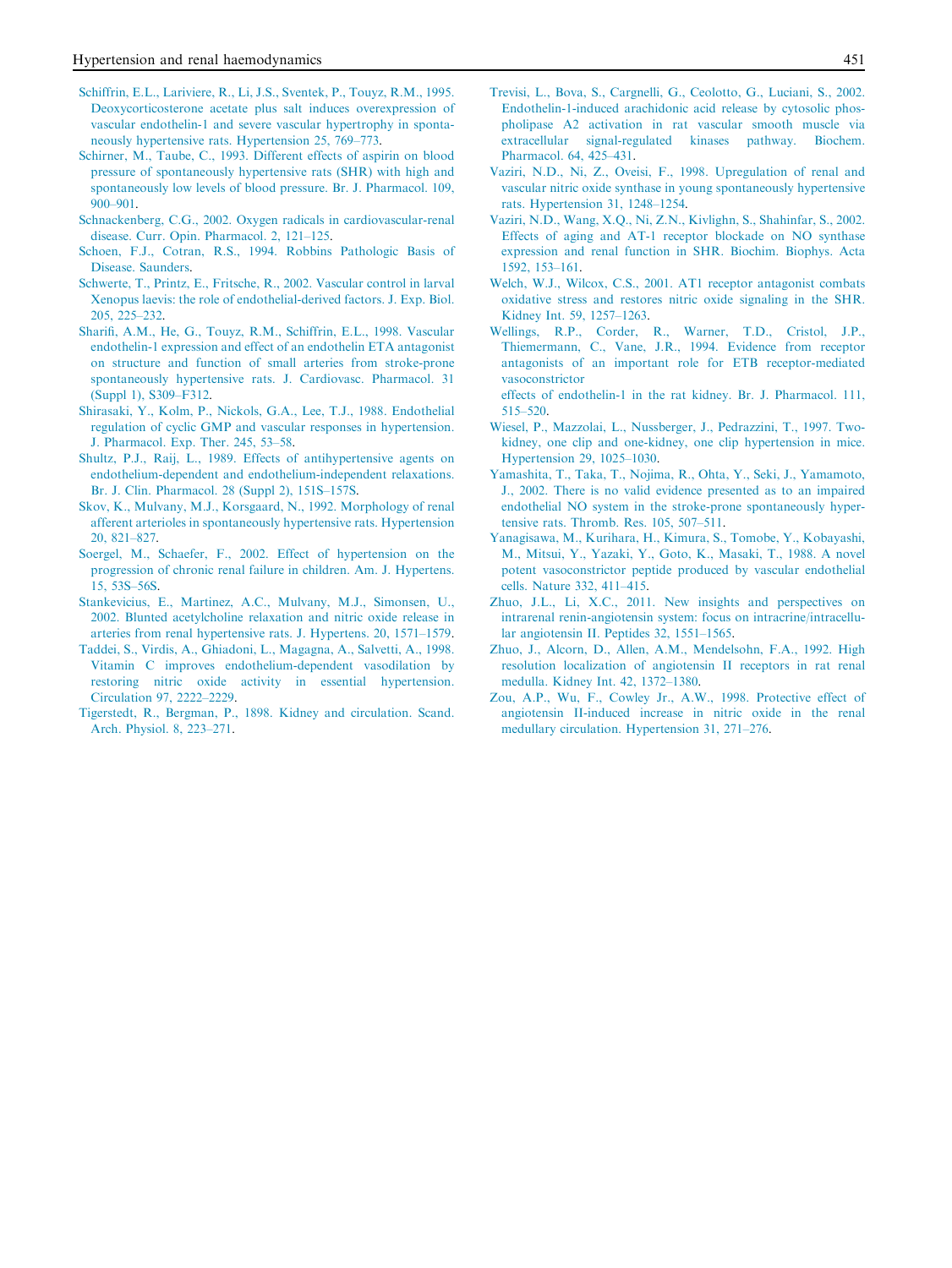Schiffrin, E.L., Lariviere, R., Li, J.S., Sventek, P., Touyz, R.M., 1995. Deoxycorticosterone acetate plus salt induces overexpression of vascular endothelin-1 and severe vascular hypertrophy in spontaneously hypertensive rats. Hypertension 25, 769–773.

Schirner, M., Taube, C., 1993. Different effects of aspirin on blood pressure of spontaneously hypertensive rats (SHR) with high and spontaneously low levels of blood pressure. Br. J. Pharmacol. 109, 900–901.

Schnackenberg, C.G., 2002. Oxygen radicals in cardiovascular-renal disease. Curr. Opin. Pharmacol. 2, 121–125.

Schoen, F.J., Cotran, R.S., 1994. Robbins Pathologic Basis of Disease. Saunders.

Schwerte, T., Printz, E., Fritsche, R., 2002. Vascular control in larval Xenopus laevis: the role of endothelial-derived factors. J. Exp. Biol. 205, 225–232.

Sharifi, A.M., He, G., Touyz, R.M., Schiffrin, E.L., 1998. Vascular endothelin-1 expression and effect of an endothelin ETA antagonist on structure and function of small arteries from stroke-prone spontaneously hypertensive rats. J. Cardiovasc. Pharmacol. 31 (Suppl 1), S309–F312.

Shirasaki, Y., Kolm, P., Nickols, G.A., Lee, T.J., 1988. Endothelial regulation of cyclic GMP and vascular responses in hypertension. J. Pharmacol. Exp. Ther. 245, 53–58.

Shultz, P.J., Raij, L., 1989. Effects of antihypertensive agents on endothelium-dependent and endothelium-independent relaxations. Br. J. Clin. Pharmacol. 28 (Suppl 2), 151S–157S.

Skov, K., Mulvany, M.J., Korsgaard, N., 1992. Morphology of renal afferent arterioles in spontaneously hypertensive rats. Hypertension 20, 821–827.

Soergel, M., Schaefer, F., 2002. Effect of hypertension on the progression of chronic renal failure in children. Am. J. Hypertens. 15, 53S–56S.

Stankevicius, E., Martinez, A.C., Mulvany, M.J., Simonsen, U., 2002. Blunted acetylcholine relaxation and nitric oxide release in arteries from renal hypertensive rats. J. Hypertens. 20, 1571–1579.

Taddei, S., Virdis, A., Ghiadoni, L., Magagna, A., Salvetti, A., 1998. Vitamin C improves endothelium-dependent vasodilation by restoring nitric oxide activity in essential hypertension. Circulation 97, 2222–2229.

Tigerstedt, R., Bergman, P., 1898. Kidney and circulation. Scand. Arch. Physiol. 8, 223–271.

Trevisi, L., Bova, S., Cargnelli, G., Ceolotto, G., Luciani, S., 2002. Endothelin-1-induced arachidonic acid release by cytosolic phospholipase A2 activation in rat vascular smooth muscle via extracellular signal-regulated kinases pathway. Biochem. Pharmacol. 64, 425–431.

Vaziri, N.D., Ni, Z., Oveisi, F., 1998. Upregulation of renal and vascular nitric oxide synthase in young spontaneously hypertensive rats. Hypertension 31, 1248–1254.

Vaziri, N.D., Wang, X.Q., Ni, Z.N., Kivlighn, S., Shahinfar, S., 2002. Effects of aging and AT-1 receptor blockade on NO synthase expression and renal function in SHR. Biochim. Biophys. Acta 1592, 153–161.

Welch, W.J., Wilcox, C.S., 2001. AT1 receptor antagonist combats oxidative stress and restores nitric oxide signaling in the SHR. Kidney Int. 59, 1257–1263.

Wellings, R.P., Corder, R., Warner, T.D., Cristol, J.P., Thiemermann, C., Vane, J.R., 1994. Evidence from receptor antagonists of an important role for ETB receptor-mediated vasoconstrictor effects of endothelin-1 in the rat kidney. Br. J. Pharmacol. 111, 515–520.

Wiesel, P., Mazzolai, L., Nussberger, J., Pedrazzini, T., 1997. Two-kidney, one clip and one-kidney, one clip hypertension in mice. Hypertension 29, 1025–1030.

Yamashita, T., Taka, T., Nojima, R., Ohta, Y., Seki, J., Yamamoto, J., 2002. There is no valid evidence presented as to an impaired endothelial NO system in the stroke-prone spontaneously hypertensive rats. Thromb. Res. 105, 507–511.

Yanagisawa, M., Kurihara, H., Kimura, S., Tomobe, Y., Kobayashi, M., Mitsui, Y., Yazaki, Y., Goto, K., Masaki, T., 1988. A novel potent vasoconstrictor peptide produced by vascular endothelial cells. Nature 332, 411–415.

Zhuo, J.L., Li, X.C., 2011. New insights and perspectives on intrarenal renin-angiotensin system: focus on intracrine/intracellular angiotensin II. Peptides 32, 1551–1565.

Zhuo, J., Alcorn, D., Allen, A.M., Mendelsohn, F.A., 1992. High resolution localization of angiotensin II receptors in rat renal medulla. Kidney Int. 42, 1372–1380.

Zou, A.P., Wu, F., Cowley Jr., A.W., 1998. Protective effect of angiotensin II-induced increase in nitric oxide in the renal medullary circulation. Hypertension 31, 271–276.